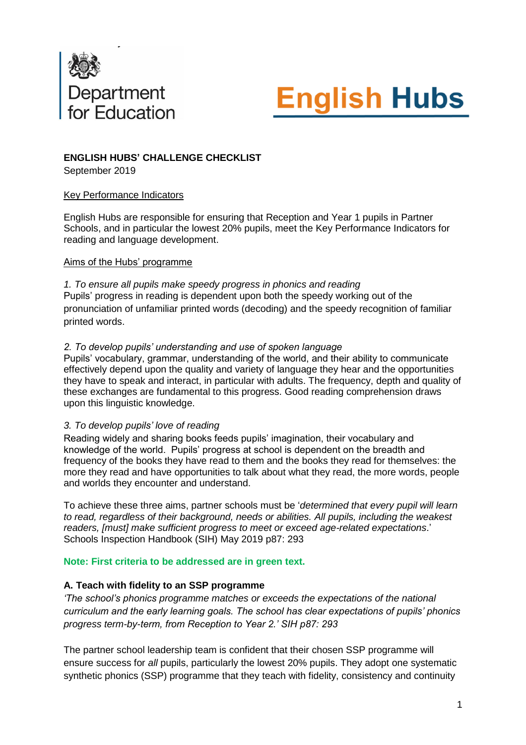Department for Education

English Hubs

**ENGLISH HUBS' CHALLENGE CHECKLIST**

September 2019

Key Performance Indicators

English Hubs are responsible for ensuring that Reception and Year 1 pupils in Partner Schools, and in particular the lowest 20% pupils, meet the Key Performance Indicators for reading and language development.

Aims of the Hubs' programme

*1. To ensure all pupils make speedy progress in phonics and reading*

Pupils' progress in reading is dependent upon both the speedy working out of the pronunciation of unfamiliar printed words (decoding) and the speedy recognition of familiar printed words.

*2. To develop pupils' understanding and use of spoken language*

Pupils' vocabulary, grammar, understanding of the world, and their ability to communicate effectively depend upon the quality and variety of language they hear and the opportunities they have to speak and interact, in particular with adults. The frequency, depth and quality of these exchanges are fundamental to this progress. Good reading comprehension draws upon this linguistic knowledge.

*3. To develop pupils' love of reading*

Reading widely and sharing books feeds pupils' imagination, their vocabulary and knowledge of the world. Pupils' progress at school is dependent on the breadth and frequency of the books they have read to them and the books they read for themselves: the more they read and have opportunities to talk about what they read, the more words, people and worlds they encounter and understand.

To achieve these three aims, partner schools must be '*determined that every pupil will learn to read, regardless of their background, needs or abilities. All pupils, including the weakest readers, [must] make sufficient progress to meet or exceed age-related expectations*.' Schools Inspection Handbook (SIH) May 2019 p87: 293

**Note: First criteria to be addressed are in green text.**

**A. Teach with fidelity to an SSP programme**

*'The school's phonics programme matches or exceeds the expectations of the national curriculum and the early learning goals. The school has clear expectations of pupils' phonics progress term-by-term, from Reception to Year 2.' SIH p87: 293*

The partner school leadership team is confident that their chosen SSP programme will ensure success for *all* pupils, particularly the lowest 20% pupils. They adopt one systematic synthetic phonics (SSP) programme that they teach with fidelity, consistency and continuity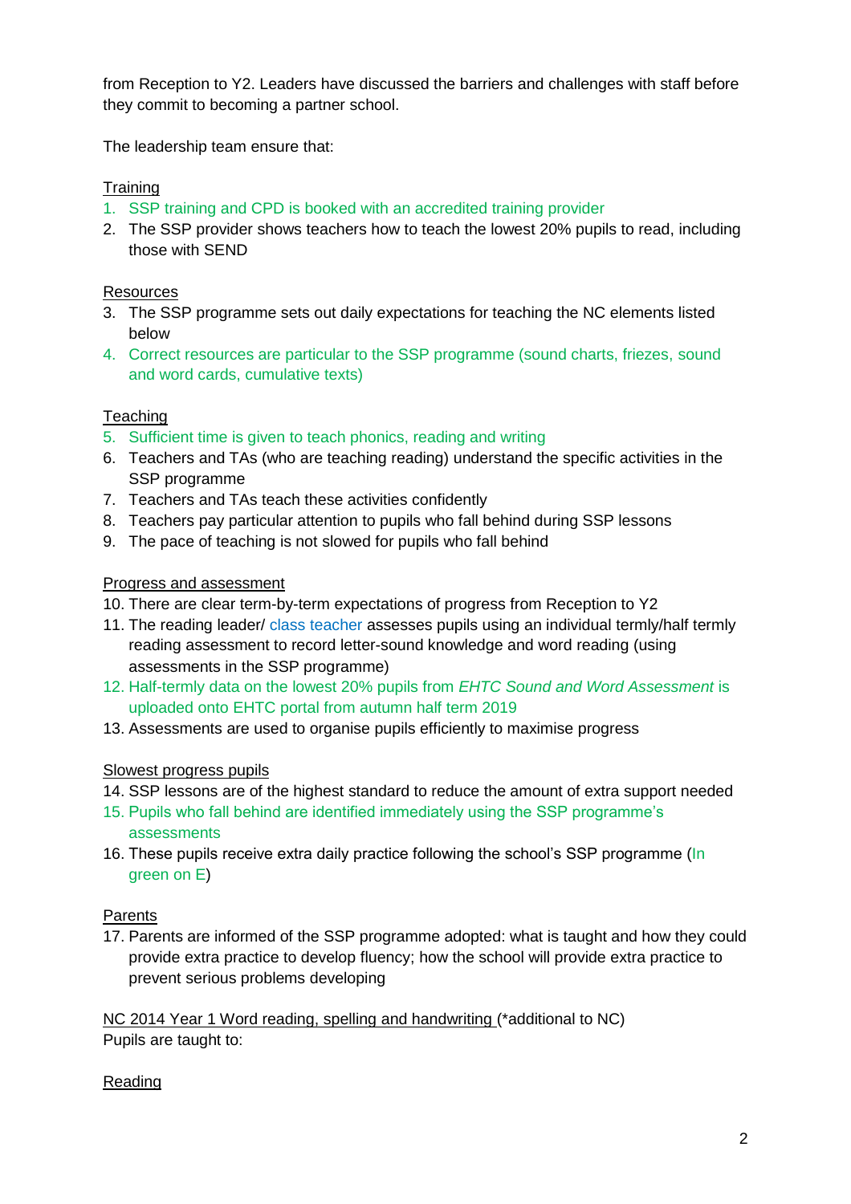from Reception to Y2. Leaders have discussed the barriers and challenges with staff before they commit to becoming a partner school.

The leadership team ensure that:

Training

1. SSP training and CPD is booked with an accredited training provider
2. The SSP provider shows teachers how to teach the lowest 20% pupils to read, including those with SEND

Resources

3. The SSP programme sets out daily expectations for teaching the NC elements listed below
4. Correct resources are particular to the SSP programme (sound charts, friezes, sound and word cards, cumulative texts)

Teaching

5. Sufficient time is given to teach phonics, reading and writing
6. Teachers and TAs (who are teaching reading) understand the specific activities in the SSP programme
7. Teachers and TAs teach these activities confidently
8. Teachers pay particular attention to pupils who fall behind during SSP lessons
9. The pace of teaching is not slowed for pupils who fall behind

Progress and assessment

10. There are clear term-by-term expectations of progress from Reception to Y2
11. The reading leader/ class teacher assesses pupils using an individual termly/half termly reading assessment to record letter-sound knowledge and word reading (using assessments in the SSP programme)
12. Half-termly data on the lowest 20% pupils from *EHTC Sound and Word Assessment* is uploaded onto EHTC portal from autumn half term 2019
13. Assessments are used to organise pupils efficiently to maximise progress

Slowest progress pupils

14. SSP lessons are of the highest standard to reduce the amount of extra support needed
15. Pupils who fall behind are identified immediately using the SSP programme's assessments
16. These pupils receive extra daily practice following the school's SSP programme (In green on E)

Parents

17. Parents are informed of the SSP programme adopted: what is taught and how they could provide extra practice to develop fluency; how the school will provide extra practice to prevent serious problems developing

NC 2014 Year 1 Word reading, spelling and handwriting (*additional to NC)
Pupils are taught to:

Reading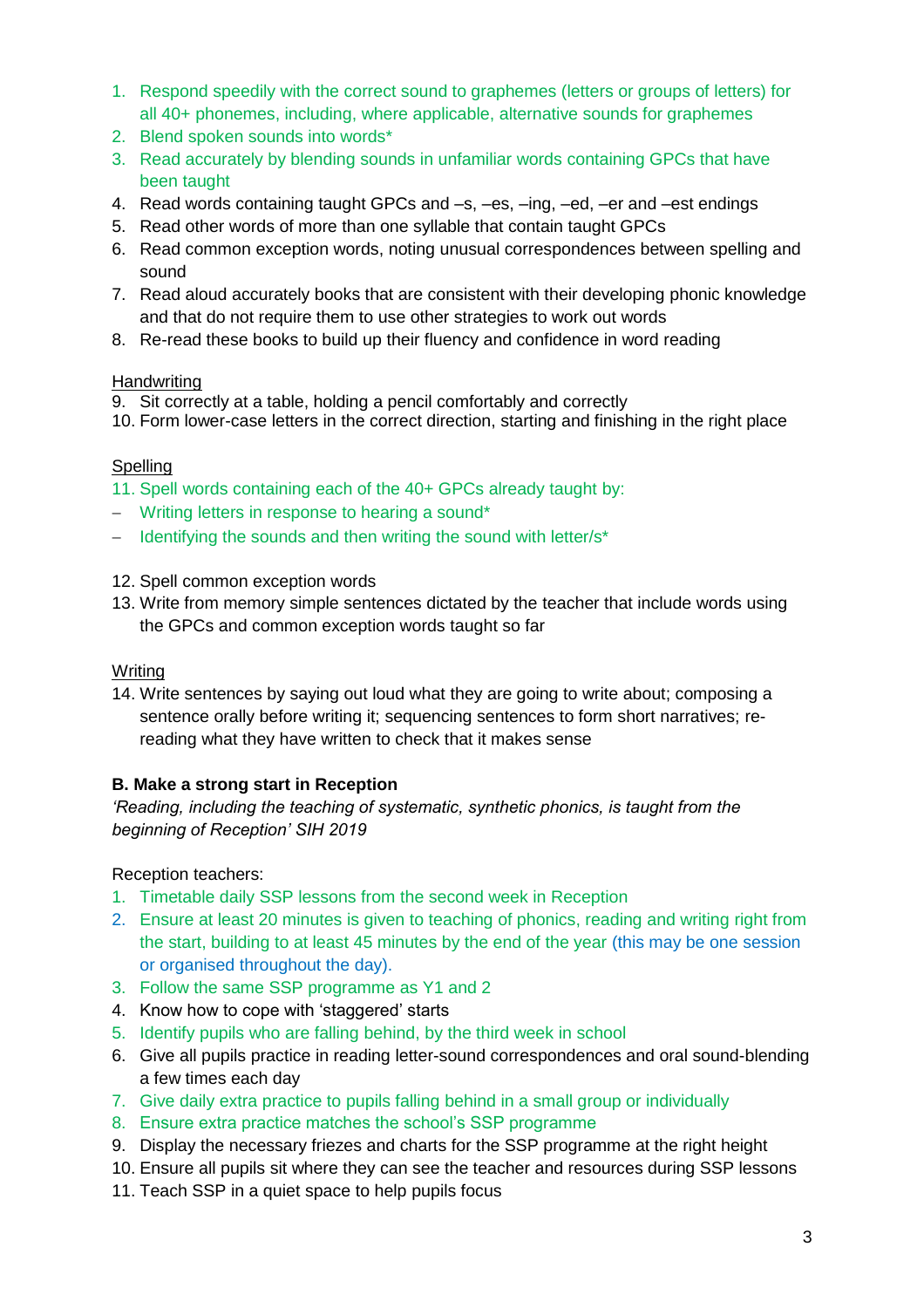1. Respond speedily with the correct sound to graphemes (letters or groups of letters) for all 40+ phonemes, including, where applicable, alternative sounds for graphemes
2. Blend spoken sounds into words*
3. Read accurately by blending sounds in unfamiliar words containing GPCs that have been taught
4. Read words containing taught GPCs and –s, –es, –ing, –ed, –er and –est endings
5. Read other words of more than one syllable that contain taught GPCs
6. Read common exception words, noting unusual correspondences between spelling and sound
7. Read aloud accurately books that are consistent with their developing phonic knowledge and that do not require them to use other strategies to work out words
8. Re-read these books to build up their fluency and confidence in word reading

<u>Handwriting</u>

9. Sit correctly at a table, holding a pencil comfortably and correctly
10. Form lower-case letters in the correct direction, starting and finishing in the right place

<u>Spelling</u>

11. Spell words containing each of the 40+ GPCs already taught by:
    - Writing letters in response to hearing a sound*
    - Identifying the sounds and then writing the sound with letter/s*

12. Spell common exception words
13. Write from memory simple sentences dictated by the teacher that include words using the GPCs and common exception words taught so far

<u>Writing</u>

14. Write sentences by saying out loud what they are going to write about; composing a sentence orally before writing it; sequencing sentences to form short narratives; re-reading what they have written to check that it makes sense

**B. Make a strong start in Reception**

*'Reading, including the teaching of systematic, synthetic phonics, is taught from the beginning of Reception' SIH 2019*

Reception teachers:

1. Timetable daily SSP lessons from the second week in Reception
2. Ensure at least 20 minutes is given to teaching of phonics, reading and writing right from the start, building to at least 45 minutes by the end of the year (this may be one session or organised throughout the day).
3. Follow the same SSP programme as Y1 and 2
4. Know how to cope with 'staggered' starts
5. Identify pupils who are falling behind, by the third week in school
6. Give all pupils practice in reading letter-sound correspondences and oral sound-blending a few times each day
7. Give daily extra practice to pupils falling behind in a small group or individually
8. Ensure extra practice matches the school's SSP programme
9. Display the necessary friezes and charts for the SSP programme at the right height
10. Ensure all pupils sit where they can see the teacher and resources during SSP lessons
11. Teach SSP in a quiet space to help pupils focus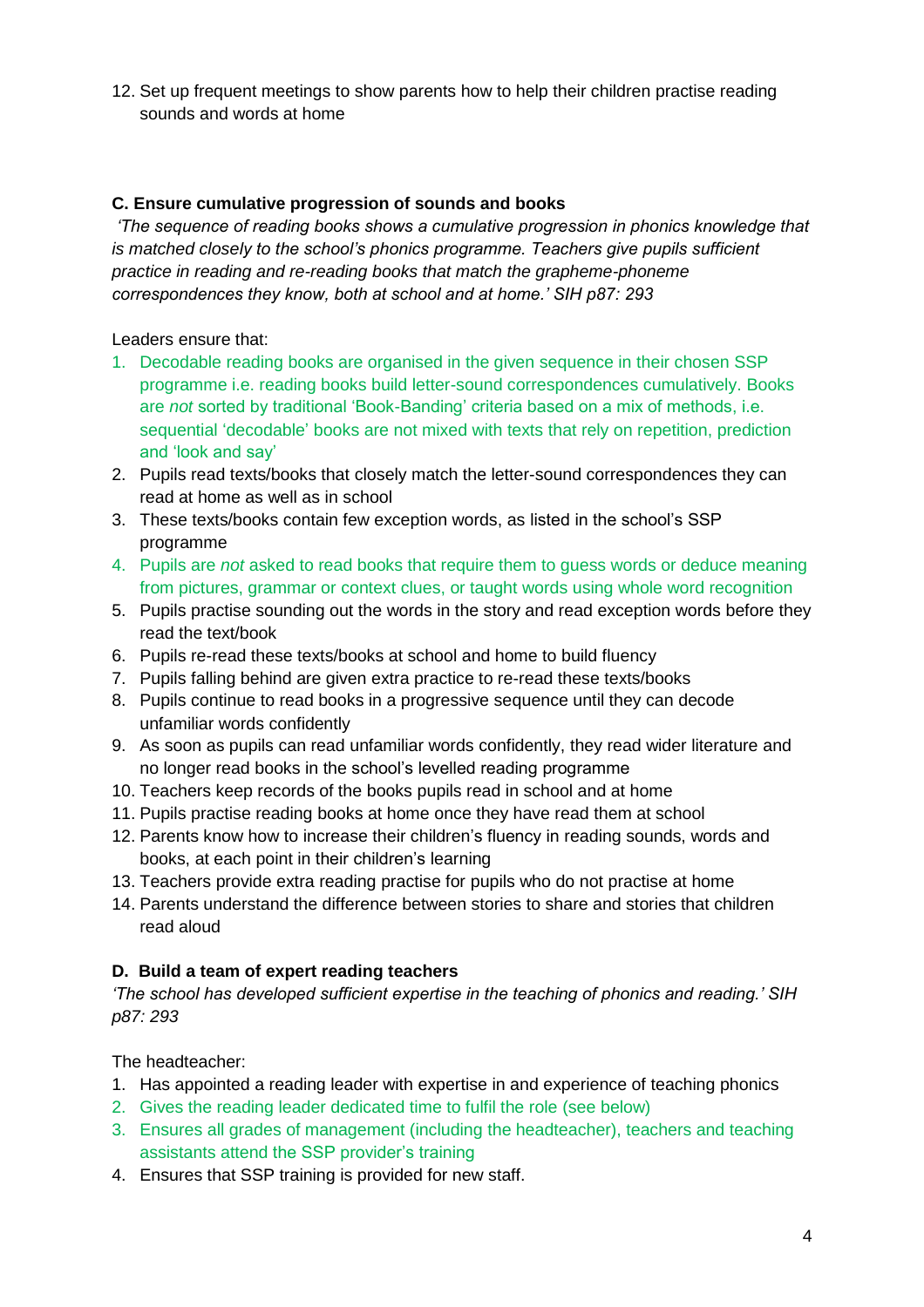12. Set up frequent meetings to show parents how to help their children practise reading sounds and words at home

### C. Ensure cumulative progression of sounds and books

*'The sequence of reading books shows a cumulative progression in phonics knowledge that is matched closely to the school's phonics programme. Teachers give pupils sufficient practice in reading and re-reading books that match the grapheme-phoneme correspondences they know, both at school and at home.' SIH p87: 293*

Leaders ensure that:

1. Decodable reading books are organised in the given sequence in their chosen SSP programme i.e. reading books build letter-sound correspondences cumulatively. Books are *not* sorted by traditional 'Book-Banding' criteria based on a mix of methods, i.e. sequential 'decodable' books are not mixed with texts that rely on repetition, prediction and 'look and say'
2. Pupils read texts/books that closely match the letter-sound correspondences they can read at home as well as in school
3. These texts/books contain few exception words, as listed in the school's SSP programme
4. Pupils are *not* asked to read books that require them to guess words or deduce meaning from pictures, grammar or context clues, or taught words using whole word recognition
5. Pupils practise sounding out the words in the story and read exception words before they read the text/book
6. Pupils re-read these texts/books at school and home to build fluency
7. Pupils falling behind are given extra practice to re-read these texts/books
8. Pupils continue to read books in a progressive sequence until they can decode unfamiliar words confidently
9. As soon as pupils can read unfamiliar words confidently, they read wider literature and no longer read books in the school's levelled reading programme
10. Teachers keep records of the books pupils read in school and at home
11. Pupils practise reading books at home once they have read them at school
12. Parents know how to increase their children's fluency in reading sounds, words and books, at each point in their children's learning
13. Teachers provide extra reading practise for pupils who do not practise at home
14. Parents understand the difference between stories to share and stories that children read aloud

### D. Build a team of expert reading teachers

*'The school has developed sufficient expertise in the teaching of phonics and reading.' SIH p87: 293*

The headteacher:

1. Has appointed a reading leader with expertise in and experience of teaching phonics
2. Gives the reading leader dedicated time to fulfil the role (see below)
3. Ensures all grades of management (including the headteacher), teachers and teaching assistants attend the SSP provider's training
4. Ensures that SSP training is provided for new staff.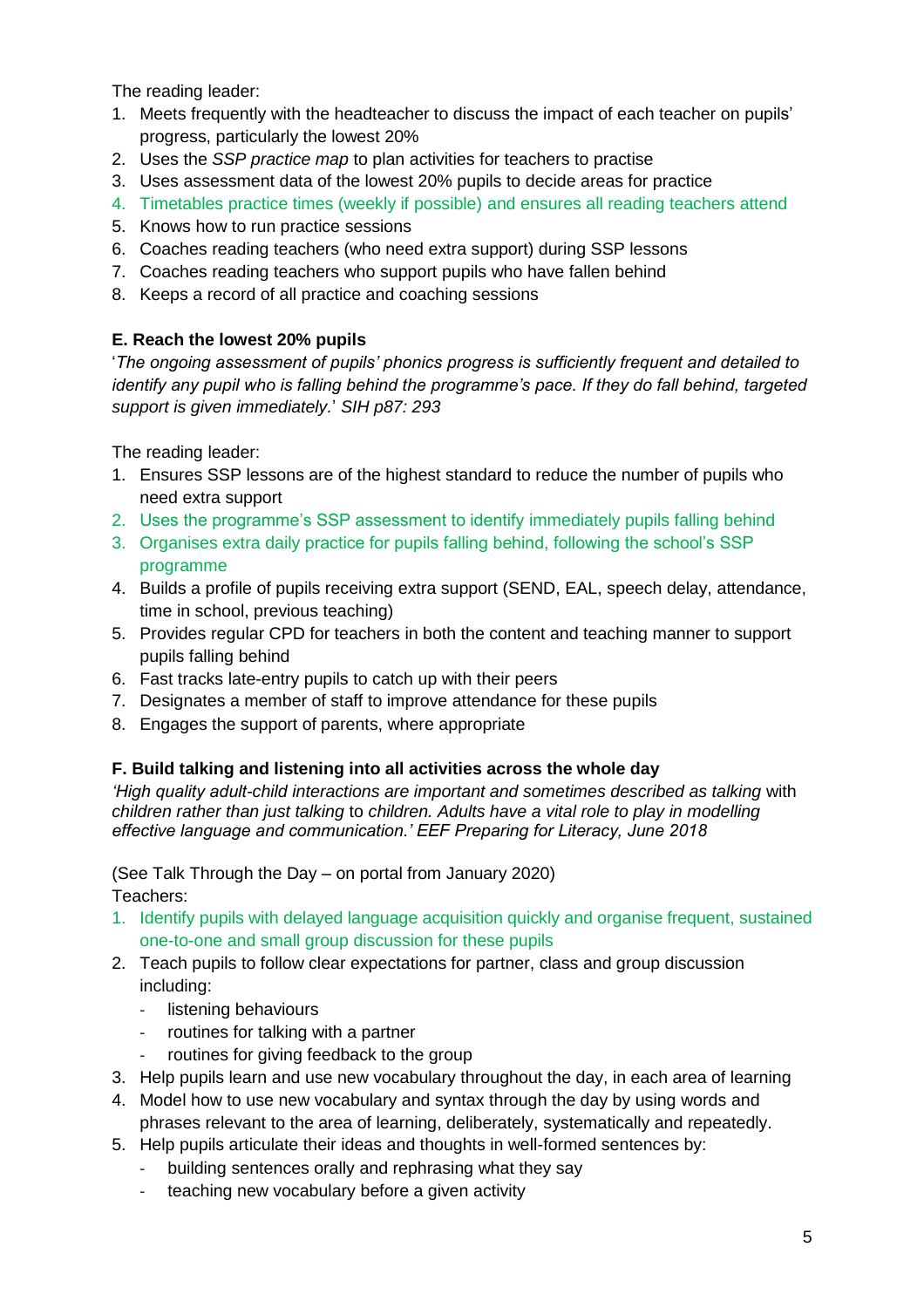The reading leader:

1. Meets frequently with the headteacher to discuss the impact of each teacher on pupils' progress, particularly the lowest 20%
2. Uses the *SSP practice map* to plan activities for teachers to practise
3. Uses assessment data of the lowest 20% pupils to decide areas for practice
4. Timetables practice times (weekly if possible) and ensures all reading teachers attend
5. Knows how to run practice sessions
6. Coaches reading teachers (who need extra support) during SSP lessons
7. Coaches reading teachers who support pupils who have fallen behind
8. Keeps a record of all practice and coaching sessions

**E. Reach the lowest 20% pupils**

'*The ongoing assessment of pupils' phonics progress is sufficiently frequent and detailed to identify any pupil who is falling behind the programme's pace. If they do fall behind, targeted support is given immediately.*' *SIH p87: 293*

The reading leader:

1. Ensures SSP lessons are of the highest standard to reduce the number of pupils who need extra support
2. Uses the programme's SSP assessment to identify immediately pupils falling behind
3. Organises extra daily practice for pupils falling behind, following the school's SSP programme
4. Builds a profile of pupils receiving extra support (SEND, EAL, speech delay, attendance, time in school, previous teaching)
5. Provides regular CPD for teachers in both the content and teaching manner to support pupils falling behind
6. Fast tracks late-entry pupils to catch up with their peers
7. Designates a member of staff to improve attendance for these pupils
8. Engages the support of parents, where appropriate

**F. Build talking and listening into all activities across the whole day**

*'High quality adult-child interactions are important and sometimes described as talking* with *children rather than just talking* to *children. Adults have a vital role to play in modelling effective language and communication.' EEF Preparing for Literacy, June 2018*

(See Talk Through the Day – on portal from January 2020)
Teachers:

1. Identify pupils with delayed language acquisition quickly and organise frequent, sustained one-to-one and small group discussion for these pupils
2. Teach pupils to follow clear expectations for partner, class and group discussion including:
    - listening behaviours
    - routines for talking with a partner
    - routines for giving feedback to the group
3. Help pupils learn and use new vocabulary throughout the day, in each area of learning
4. Model how to use new vocabulary and syntax through the day by using words and phrases relevant to the area of learning, deliberately, systematically and repeatedly.
5. Help pupils articulate their ideas and thoughts in well-formed sentences by:
    - building sentences orally and rephrasing what they say
    - teaching new vocabulary before a given activity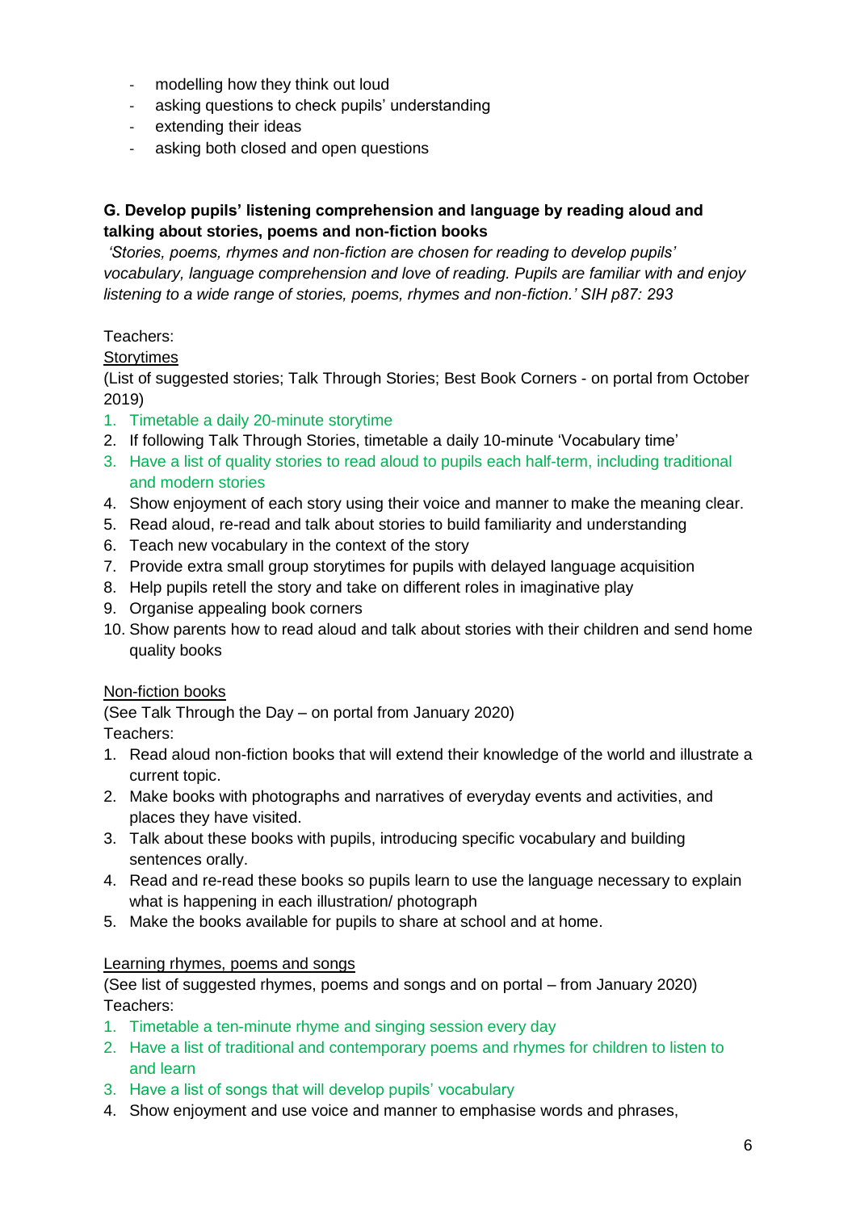- modelling how they think out loud
- asking questions to check pupils' understanding
- extending their ideas
- asking both closed and open questions

**G. Develop pupils' listening comprehension and language by reading aloud and talking about stories, poems and non-fiction books**

*'Stories, poems, rhymes and non-fiction are chosen for reading to develop pupils' vocabulary, language comprehension and love of reading. Pupils are familiar with and enjoy listening to a wide range of stories, poems, rhymes and non-fiction.' SIH p87: 293*

Teachers:

Storytimes

(List of suggested stories; Talk Through Stories; Best Book Corners - on portal from October 2019)

1. Timetable a daily 20-minute storytime
2. If following Talk Through Stories, timetable a daily 10-minute 'Vocabulary time'
3. Have a list of quality stories to read aloud to pupils each half-term, including traditional and modern stories
4. Show enjoyment of each story using their voice and manner to make the meaning clear.
5. Read aloud, re-read and talk about stories to build familiarity and understanding
6. Teach new vocabulary in the context of the story
7. Provide extra small group storytimes for pupils with delayed language acquisition
8. Help pupils retell the story and take on different roles in imaginative play
9. Organise appealing book corners
10. Show parents how to read aloud and talk about stories with their children and send home quality books

Non-fiction books

(See Talk Through the Day – on portal from January 2020)

Teachers:

1. Read aloud non-fiction books that will extend their knowledge of the world and illustrate a current topic.
2. Make books with photographs and narratives of everyday events and activities, and places they have visited.
3. Talk about these books with pupils, introducing specific vocabulary and building sentences orally.
4. Read and re-read these books so pupils learn to use the language necessary to explain what is happening in each illustration/ photograph
5. Make the books available for pupils to share at school and at home.

Learning rhymes, poems and songs

(See list of suggested rhymes, poems and songs and on portal – from January 2020)

Teachers:

1. Timetable a ten-minute rhyme and singing session every day
2. Have a list of traditional and contemporary poems and rhymes for children to listen to and learn
3. Have a list of songs that will develop pupils' vocabulary
4. Show enjoyment and use voice and manner to emphasise words and phrases,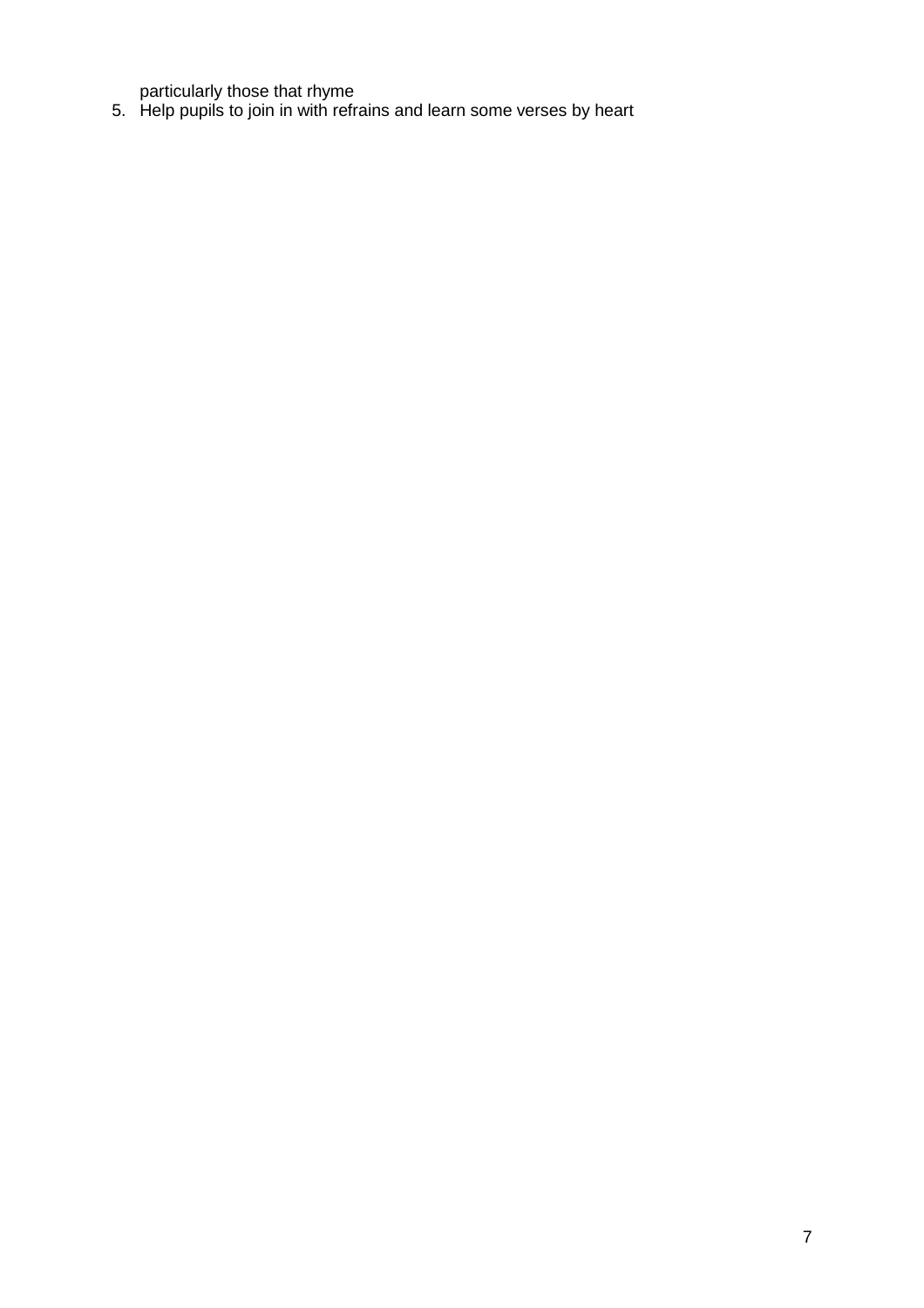particularly those that rhyme

5. Help pupils to join in with refrains and learn some verses by heart